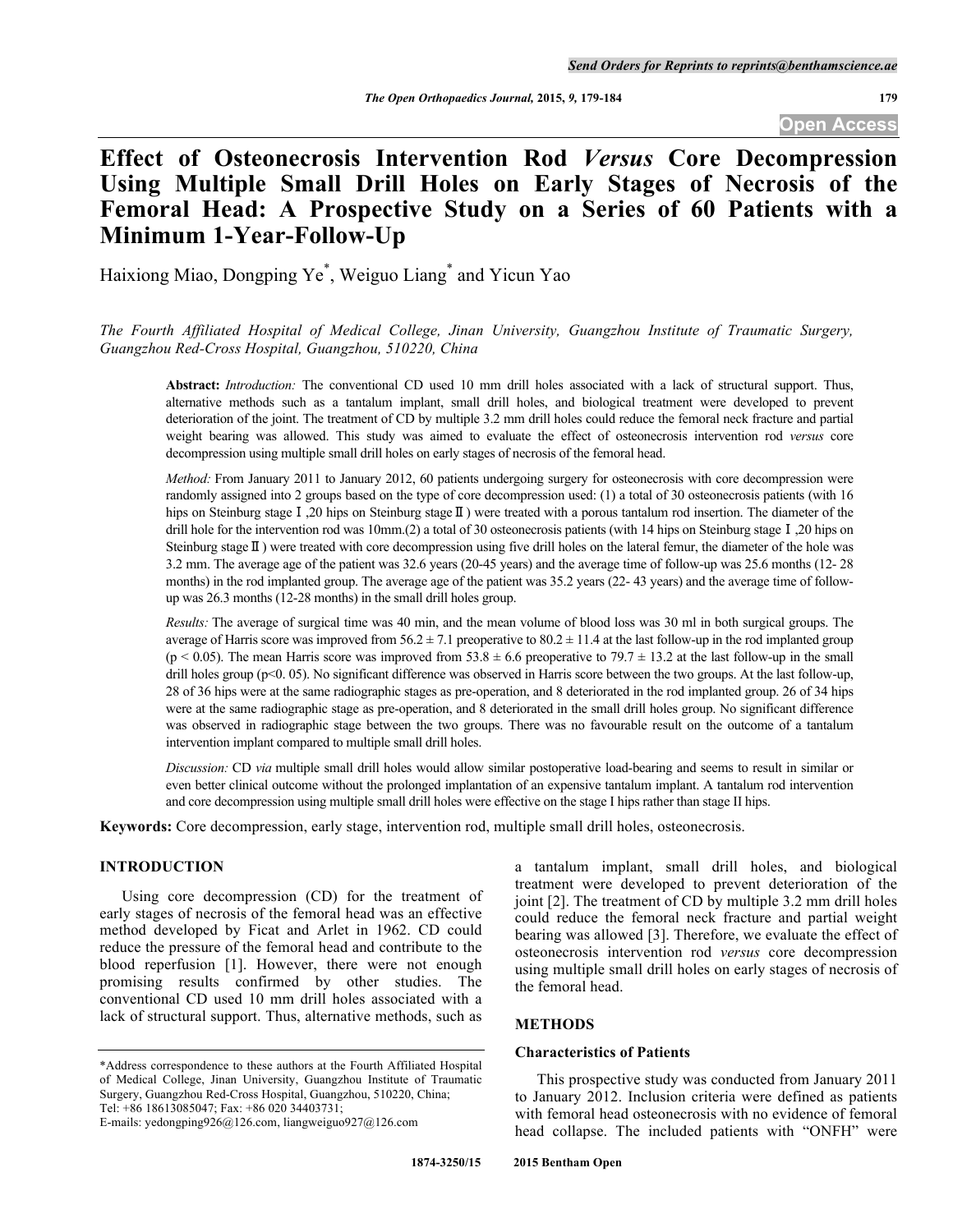# Effect of Osteonecrosis Intervention Rod *Versus* Core Decompression Using Multiple Small Drill Holes on Early Stages of Necrosis of the Femoral Head: A Prospective Study on a Series of 60 Patients with a Minimum 1-Year-Follow-Up

Haixiong Miao, Dongping Ye*, Weiguo Liang* and Yicun Yao

*The Fourth Affiliated Hospital of Medical College, Jinan University, Guangzhou Institute of Traumatic Surgery, Guangzhou Red-Cross Hospital, Guangzhou, 510220, China*

**Abstract:** *Introduction:* The conventional CD used 10 mm drill holes associated with a lack of structural support. Thus, alternative methods such as a tantalum implant, small drill holes, and biological treatment were developed to prevent deterioration of the joint. The treatment of CD by multiple 3.2 mm drill holes could reduce the femoral neck fracture and partial weight bearing was allowed. This study was aimed to evaluate the effect of osteonecrosis intervention rod *versus* core decompression using multiple small drill holes on early stages of necrosis of the femoral head.

*Method:* From January 2011 to January 2012, 60 patients undergoing surgery for osteonecrosis with core decompression were randomly assigned into 2 groups based on the type of core decompression used: (1) a total of 30 osteonecrosis patients (with 16 hips on Steinburg stage Ⅰ,20 hips on Steinburg stage Ⅱ) were treated with a porous tantalum rod insertion. The diameter of the drill hole for the intervention rod was 10mm.(2) a total of 30 osteonecrosis patients (with 14 hips on Steinburg stage Ⅰ,20 hips on Steinburg stage Ⅱ) were treated with core decompression using five drill holes on the lateral femur, the diameter of the hole was 3.2 mm. The average age of the patient was 32.6 years (20-45 years) and the average time of follow-up was 25.6 months (12- 28 months) in the rod implanted group. The average age of the patient was 35.2 years (22- 43 years) and the average time of follow-up was 26.3 months (12-28 months) in the small drill holes group.

*Results:* The average of surgical time was 40 min, and the mean volume of blood loss was 30 ml in both surgical groups. The average of Harris score was improved from $56.2 \pm 7.1$ preoperative to $80.2 \pm 11.4$ at the last follow-up in the rod implanted group ($p < 0.05$). The mean Harris score was improved from $53.8 \pm 6.6$ preoperative to $79.7 \pm 13.2$ at the last follow-up in the small drill holes group ($p<0.05$). No significant difference was observed in Harris score between the two groups. At the last follow-up, 28 of 36 hips were at the same radiographic stages as pre-operation, and 8 deteriorated in the rod implanted group. 26 of 34 hips were at the same radiographic stage as pre-operation, and 8 deteriorated in the small drill holes group. No significant difference was observed in radiographic stage between the two groups. There was no favourable result on the outcome of a tantalum intervention implant compared to multiple small drill holes.

*Discussion:* CD *via* multiple small drill holes would allow similar postoperative load-bearing and seems to result in similar or even better clinical outcome without the prolonged implantation of an expensive tantalum implant. A tantalum rod intervention and core decompression using multiple small drill holes were effective on the stage I hips rather than stage II hips.

**Keywords:** Core decompression, early stage, intervention rod, multiple small drill holes, osteonecrosis.

## INTRODUCTION

Using core decompression (CD) for the treatment of early stages of necrosis of the femoral head was an effective method developed by Ficat and Arlet in 1962. CD could reduce the pressure of the femoral head and contribute to the blood reperfusion [1]. However, there were not enough promising results confirmed by other studies. The conventional CD used 10 mm drill holes associated with a lack of structural support. Thus, alternative methods, such as a tantalum implant, small drill holes, and biological treatment were developed to prevent deterioration of the joint [2]. The treatment of CD by multiple 3.2 mm drill holes could reduce the femoral neck fracture and partial weight bearing was allowed [3]. Therefore, we evaluate the effect of osteonecrosis intervention rod *versus* core decompression using multiple small drill holes on early stages of necrosis of the femoral head.

## METHODS

### Characteristics of Patients

This prospective study was conducted from January 2011 to January 2012. Inclusion criteria were defined as patients with femoral head osteonecrosis with no evidence of femoral head collapse. The included patients with "ONFH" were

*Address correspondence to these authors at the Fourth Affiliated Hospital of Medical College, Jinan University, Guangzhou Institute of Traumatic Surgery, Guangzhou Red-Cross Hospital, Guangzhou, 510220, China; Tel: +86 18613085047; Fax: +86 020 34403731; E-mails: yedongping926@126.com, liangweiguo927@126.com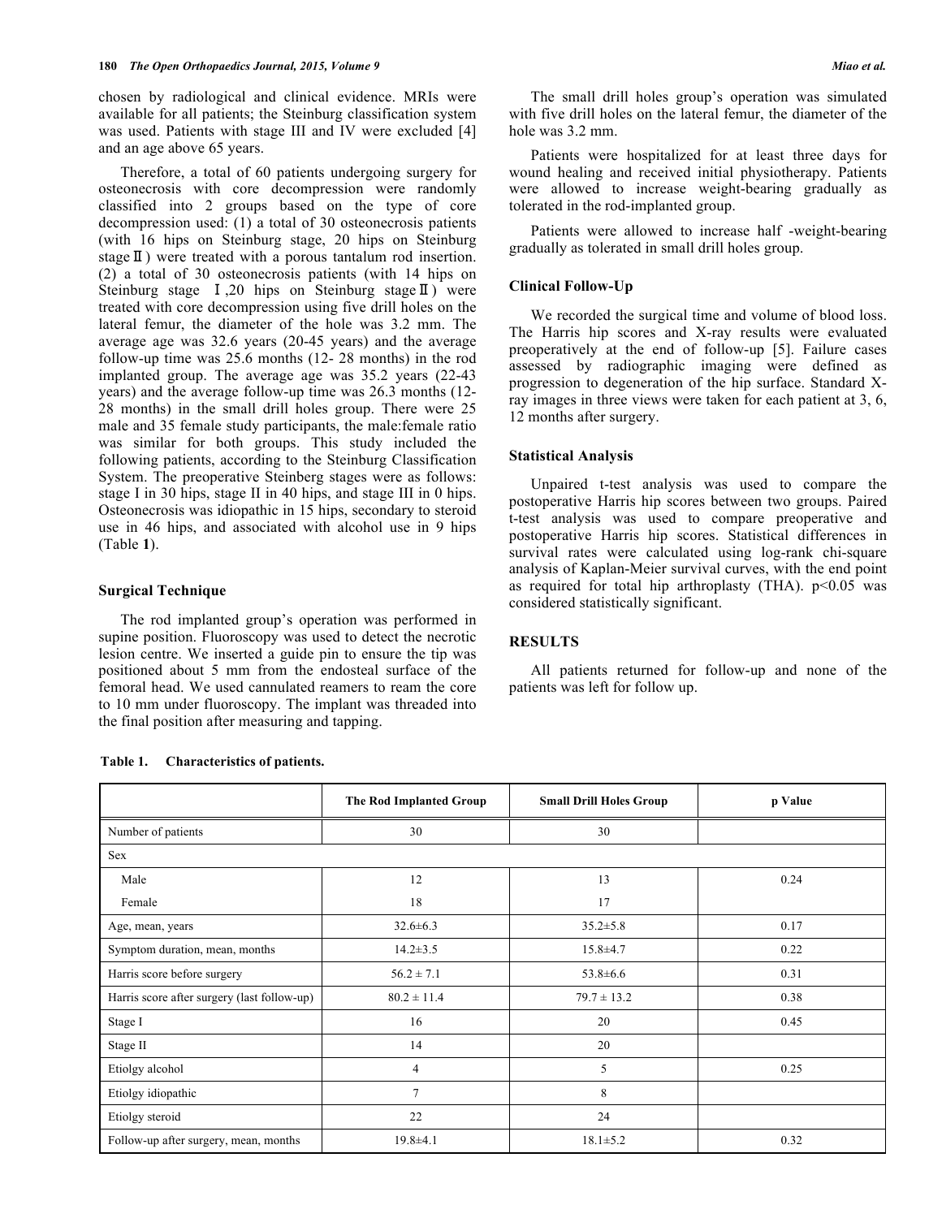chosen by radiological and clinical evidence. MRIs were available for all patients; the Steinburg classification system was used. Patients with stage III and IV were excluded [4] and an age above 65 years.

Therefore, a total of 60 patients undergoing surgery for osteonecrosis with core decompression were randomly classified into 2 groups based on the type of core decompression used: (1) a total of 30 osteonecrosis patients (with 16 hips on Steinburg stage, 20 hips on Steinburg stageⅡ) were treated with a porous tantalum rod insertion. (2) a total of 30 osteonecrosis patients (with 14 hips on Steinburg stage Ⅰ,20 hips on Steinburg stageⅡ) were treated with core decompression using five drill holes on the lateral femur, the diameter of the hole was 3.2 mm. The average age was 32.6 years (20-45 years) and the average follow-up time was 25.6 months (12- 28 months) in the rod implanted group. The average age was 35.2 years (22-43 years) and the average follow-up time was 26.3 months (12-28 months) in the small drill holes group. There were 25 male and 35 female study participants, the male:female ratio was similar for both groups. This study included the following patients, according to the Steinburg Classification System. The preoperative Steinberg stages were as follows: stage I in 30 hips, stage II in 40 hips, and stage III in 0 hips. Osteonecrosis was idiopathic in 15 hips, secondary to steroid use in 46 hips, and associated with alcohol use in 9 hips (Table **1**).

### Surgical Technique

The rod implanted group's operation was performed in supine position. Fluoroscopy was used to detect the necrotic lesion centre. We inserted a guide pin to ensure the tip was positioned about 5 mm from the endosteal surface of the femoral head. We used cannulated reamers to ream the core to 10 mm under fluoroscopy. The implant was threaded into the final position after measuring and tapping.

The small drill holes group's operation was simulated with five drill holes on the lateral femur, the diameter of the hole was 3.2 mm.

Patients were hospitalized for at least three days for wound healing and received initial physiotherapy. Patients were allowed to increase weight-bearing gradually as tolerated in the rod-implanted group.

Patients were allowed to increase half -weight-bearing gradually as tolerated in small drill holes group.

### Clinical Follow-Up

We recorded the surgical time and volume of blood loss. The Harris hip scores and X-ray results were evaluated preoperatively at the end of follow-up [5]. Failure cases assessed by radiographic imaging were defined as progression to degeneration of the hip surface. Standard X-ray images in three views were taken for each patient at 3, 6, 12 months after surgery.

### Statistical Analysis

Unpaired t-test analysis was used to compare the postoperative Harris hip scores between two groups. Paired t-test analysis was used to compare preoperative and postoperative Harris hip scores. Statistical differences in survival rates were calculated using log-rank chi-square analysis of Kaplan-Meier survival curves, with the end point as required for total hip arthroplasty (THA). $p<0.05$ was considered statistically significant.

## RESULTS

All patients returned for follow-up and none of the patients was left for follow up.

**Table 1. Characteristics of patients.**

| | The Rod Implanted Group | Small Drill Holes Group | p Value |
|---|---|---|---|
| Number of patients | 30 | 30 | |
| Sex | | | |
| Male | 12 | 13 | 0.24 |
| Female | 18 | 17 | |
| Age, mean, years | 32.6±6.3 | 35.2±5.8 | 0.17 |
| Symptom duration, mean, months | 14.2±3.5 | 15.8±4.7 | 0.22 |
| Harris score before surgery | 56.2 ± 7.1 | 53.8±6.6 | 0.31 |
| Harris score after surgery (last follow-up) | 80.2 ± 11.4 | 79.7 ± 13.2 | 0.38 |
| Stage I | 16 | 20 | 0.45 |
| Stage II | 14 | 20 | |
| Etiolgy alcohol | 4 | 5 | 0.25 |
| Etiolgy idiopathic | 7 | 8 | |
| Etiolgy steroid | 22 | 24 | |
| Follow-up after surgery, mean, months | 19.8±4.1 | 18.1±5.2 | 0.32 |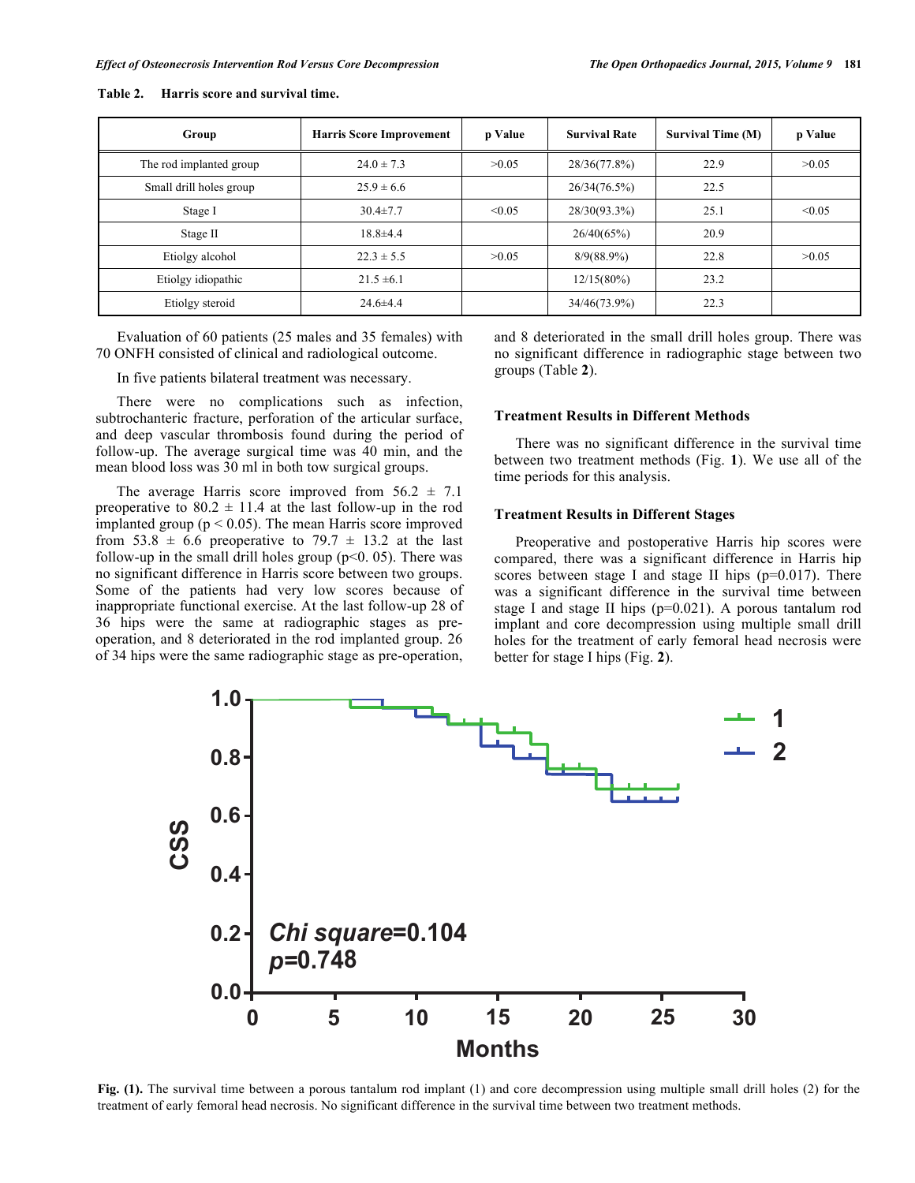**Table 2. Harris score and survival time.**

| Group | Harris Score Improvement | p Value | Survival Rate | Survival Time (M) | p Value |
|---|---|---|---|---|---|
| The rod implanted group | 24.0 ± 7.3 | >0.05 | 28/36(77.8%) | 22.9 | >0.05 |
| Small drill holes group | 25.9 ± 6.6 | | 26/34(76.5%) | 22.5 | |
| Stage I | 30.4±7.7 | <0.05 | 28/30(93.3%) | 25.1 | <0.05 |
| Stage II | 18.8±4.4 | | 26/40(65%) | 20.9 | |
| Etiolgy alcohol | 22.3 ± 5.5 | >0.05 | 8/9(88.9%) | 22.8 | >0.05 |
| Etiolgy idiopathic | 21.5 ±6.1 | | 12/15(80%) | 23.2 | |
| Etiolgy steroid | 24.6±4.4 | | 34/46(73.9%) | 22.3 | |

Evaluation of 60 patients (25 males and 35 females) with 70 ONFH consisted of clinical and radiological outcome.

In five patients bilateral treatment was necessary.

There were no complications such as infection, subtrochanteric fracture, perforation of the articular surface, and deep vascular thrombosis found during the period of follow-up. The average surgical time was 40 min, and the mean blood loss was 30 ml in both tow surgical groups.

The average Harris score improved from 56.2 ± 7.1 preoperative to 80.2 ± 11.4 at the last follow-up in the rod implanted group ($p < 0.05$). The mean Harris score improved from 53.8 ± 6.6 preoperative to 79.7 ± 13.2 at the last follow-up in the small drill holes group (p<0. 05). There was no significant difference in Harris score between two groups. Some of the patients had very low scores because of inappropriate functional exercise. At the last follow-up 28 of 36 hips were the same at radiographic stages as pre-operation, and 8 deteriorated in the rod implanted group. 26 of 34 hips were the same radiographic stage as pre-operation, and 8 deteriorated in the small drill holes group. There was no significant difference in radiographic stage between two groups (Table **2**).

### Treatment Results in Different Methods

There was no significant difference in the survival time between two treatment methods (Fig. **1**). We use all of the time periods for this analysis.

### Treatment Results in Different Stages

Preoperative and postoperative Harris hip scores were compared, there was a significant difference in Harris hip scores between stage I and stage II hips (p=0.017). There was a significant difference in the survival time between stage I and stage II hips (p=0.021). A porous tantalum rod implant and core decompression using multiple small drill holes for the treatment of early femoral head necrosis were better for stage I hips (Fig. **2**).

**Fig. (1).** The survival time between a porous tantalum rod implant (1) and core decompression using multiple small drill holes (2) for the treatment of early femoral head necrosis. No significant difference in the survival time between two treatment methods.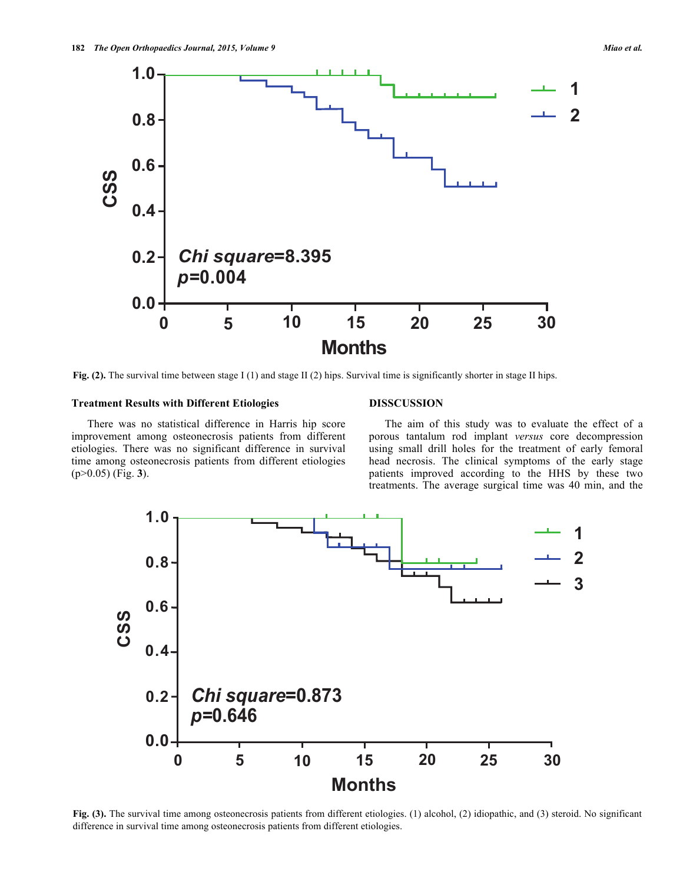Fig. (2). The survival time between stage I (1) and stage II (2) hips. Survival time is significantly shorter in stage II hips.

### Treatment Results with Different Etiologies

There was no statistical difference in Harris hip score improvement among osteonecrosis patients from different etiologies. There was no significant difference in survival time among osteonecrosis patients from different etiologies ($p>0.05$) (Fig. 3).

## DISSCUSSION

The aim of this study was to evaluate the effect of a porous tantalum rod implant *versus* core decompression using small drill holes for the treatment of early femoral head necrosis. The clinical symptoms of the early stage patients improved according to the HHS by these two treatments. The average surgical time was 40 min, and the

Fig. (3). The survival time among osteonecrosis patients from different etiologies. (1) alcohol, (2) idiopathic, and (3) steroid. No significant difference in survival time among osteonecrosis patients from different etiologies.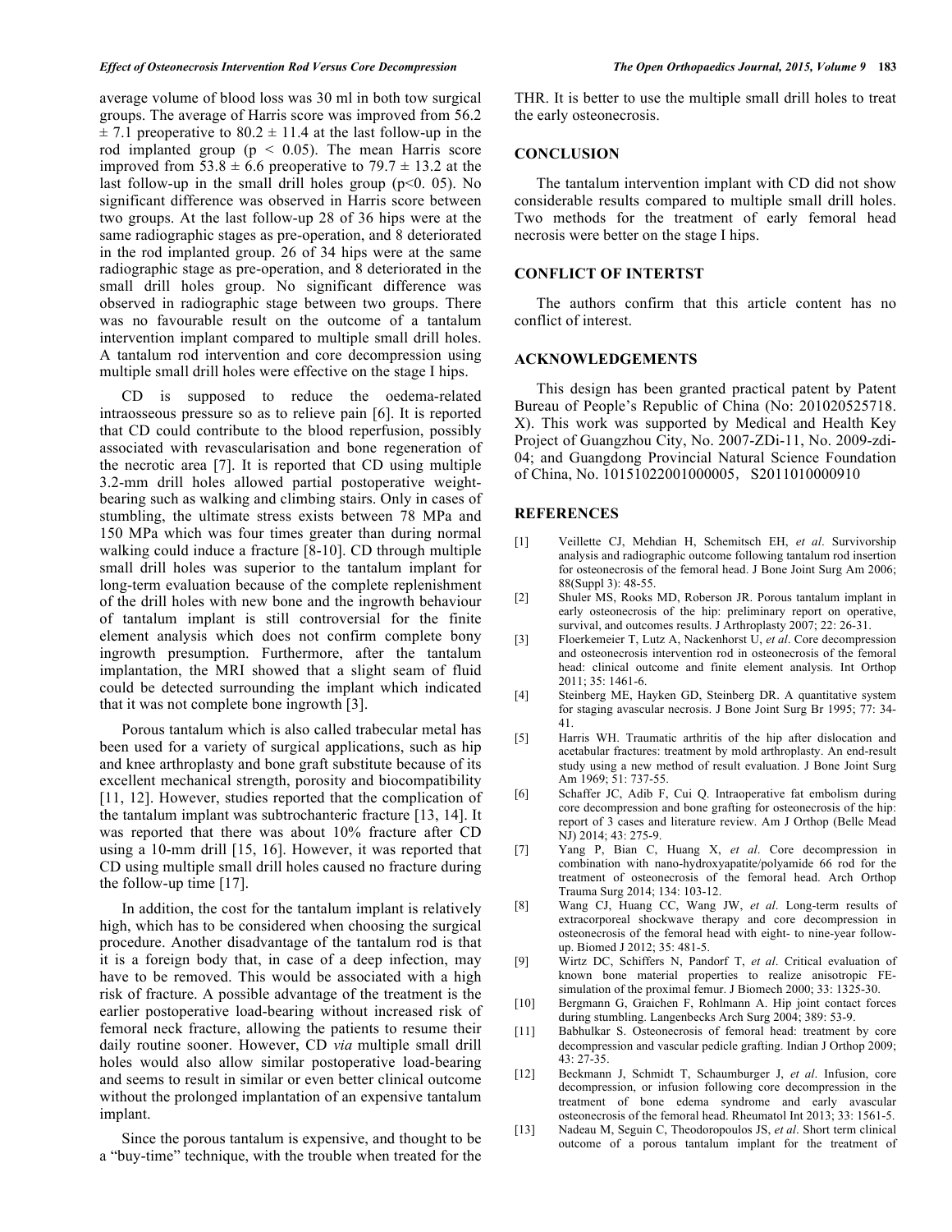average volume of blood loss was 30 ml in both tow surgical groups. The average of Harris score was improved from 56.2 ± 7.1 preoperative to 80.2 ± 11.4 at the last follow-up in the rod implanted group ($p < 0.05$). The mean Harris score improved from 53.8 ± 6.6 preoperative to 79.7 ± 13.2 at the last follow-up in the small drill holes group (p<0. 05). No significant difference was observed in Harris score between two groups. At the last follow-up 28 of 36 hips were at the same radiographic stages as pre-operation, and 8 deteriorated in the rod implanted group. 26 of 34 hips were at the same radiographic stage as pre-operation, and 8 deteriorated in the small drill holes group. No significant difference was observed in radiographic stage between two groups. There was no favourable result on the outcome of a tantalum intervention implant compared to multiple small drill holes. A tantalum rod intervention and core decompression using multiple small drill holes were effective on the stage I hips.

CD is supposed to reduce the oedema-related intraosseous pressure so as to relieve pain [6]. It is reported that CD could contribute to the blood reperfusion, possibly associated with revascularisation and bone regeneration of the necrotic area [7]. It is reported that CD using multiple 3.2-mm drill holes allowed partial postoperative weight-bearing such as walking and climbing stairs. Only in cases of stumbling, the ultimate stress exists between 78 MPa and 150 MPa which was four times greater than during normal walking could induce a fracture [8-10]. CD through multiple small drill holes was superior to the tantalum implant for long-term evaluation because of the complete replenishment of the drill holes with new bone and the ingrowth behaviour of tantalum implant is still controversial for the finite element analysis which does not confirm complete bony ingrowth presumption. Furthermore, after the tantalum implantation, the MRI showed that a slight seam of fluid could be detected surrounding the implant which indicated that it was not complete bone ingrowth [3].

Porous tantalum which is also called trabecular metal has been used for a variety of surgical applications, such as hip and knee arthroplasty and bone graft substitute because of its excellent mechanical strength, porosity and biocompatibility [11, 12]. However, studies reported that the complication of the tantalum implant was subtrochanteric fracture [13, 14]. It was reported that there was about 10% fracture after CD using a 10-mm drill [15, 16]. However, it was reported that CD using multiple small drill holes caused no fracture during the follow-up time [17].

In addition, the cost for the tantalum implant is relatively high, which has to be considered when choosing the surgical procedure. Another disadvantage of the tantalum rod is that it is a foreign body that, in case of a deep infection, may have to be removed. This would be associated with a high risk of fracture. A possible advantage of the treatment is the earlier postoperative load-bearing without increased risk of femoral neck fracture, allowing the patients to resume their daily routine sooner. However, CD *via* multiple small drill holes would also allow similar postoperative load-bearing and seems to result in similar or even better clinical outcome without the prolonged implantation of an expensive tantalum implant.

Since the porous tantalum is expensive, and thought to be a "buy-time" technique, with the trouble when treated for the THR. It is better to use the multiple small drill holes to treat the early osteonecrosis.

## CONCLUSION

The tantalum intervention implant with CD did not show considerable results compared to multiple small drill holes. Two methods for the treatment of early femoral head necrosis were better on the stage I hips.

## CONFLICT OF INTERTST

The authors confirm that this article content has no conflict of interest.

## ACKNOWLEDGEMENTS

This design has been granted practical patent by Patent Bureau of People's Republic of China (No: 201020525718. X). This work was supported by Medical and Health Key Project of Guangzhou City, No. 2007-ZDi-11, No. 2009-zdi-04; and Guangdong Provincial Natural Science Foundation of China, No. 10151022001000005，S2011010000910

## REFERENCES

[1] Veillette CJ, Mehdian H, Schemitsch EH, *et al*. Survivorship analysis and radiographic outcome following tantalum rod insertion for osteonecrosis of the femoral head. J Bone Joint Surg Am 2006; 88(Suppl 3): 48-55.

[2] Shuler MS, Rooks MD, Roberson JR. Porous tantalum implant in early osteonecrosis of the hip: preliminary report on operative, survival, and outcomes results. J Arthroplasty 2007; 22: 26-31.

[3] Floerkemeier T, Lutz A, Nackenhorst U, *et al*. Core decompression and osteonecrosis intervention rod in osteonecrosis of the femoral head: clinical outcome and finite element analysis. Int Orthop 2011; 35: 1461-6.

[4] Steinberg ME, Hayken GD, Steinberg DR. A quantitative system for staging avascular necrosis. J Bone Joint Surg Br 1995; 77: 34-41.

[5] Harris WH. Traumatic arthritis of the hip after dislocation and acetabular fractures: treatment by mold arthroplasty. An end-result study using a new method of result evaluation. J Bone Joint Surg Am 1969; 51: 737-55.

[6] Schaffer JC, Adib F, Cui Q. Intraoperative fat embolism during core decompression and bone grafting for osteonecrosis of the hip: report of 3 cases and literature review. Am J Orthop (Belle Mead NJ) 2014; 43: 275-9.

[7] Yang P, Bian C, Huang X, *et al*. Core decompression in combination with nano-hydroxyapatite/polyamide 66 rod for the treatment of osteonecrosis of the femoral head. Arch Orthop Trauma Surg 2014; 134: 103-12.

[8] Wang CJ, Huang CC, Wang JW, *et al*. Long-term results of extracorporeal shockwave therapy and core decompression in osteonecrosis of the femoral head with eight- to nine-year follow-up. Biomed J 2012; 35: 481-5.

[9] Wirtz DC, Schiffers N, Pandorf T, *et al*. Critical evaluation of known bone material properties to realize anisotropic FE-simulation of the proximal femur. J Biomech 2000; 33: 1325-30.

[10] Bergmann G, Graichen F, Rohlmann A. Hip joint contact forces during stumbling. Langenbecks Arch Surg 2004; 389: 53-9.

[11] Babhulkar S. Osteonecrosis of femoral head: treatment by core decompression and vascular pedicle grafting. Indian J Orthop 2009; 43: 27-35.

[12] Beckmann J, Schmidt T, Schaumburger J, *et al*. Infusion, core decompression, or infusion following core decompression in the treatment of bone edema syndrome and early avascular osteonecrosis of the femoral head. Rheumatol Int 2013; 33: 1561-5.

[13] Nadeau M, Seguin C, Theodoropoulos JS, *et al*. Short term clinical outcome of a porous tantalum implant for the treatment of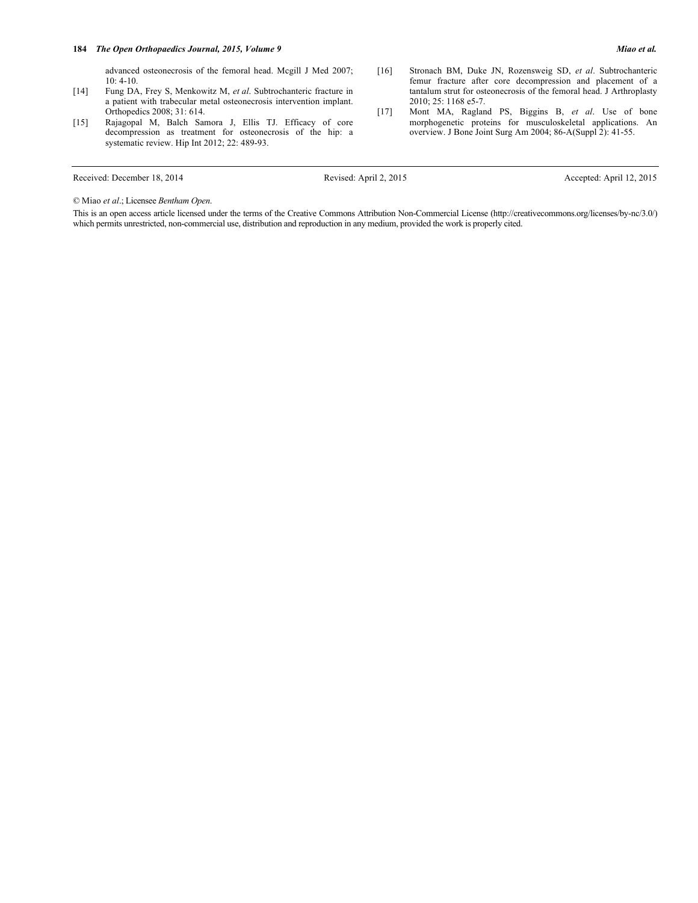advanced osteonecrosis of the femoral head. Mcgill J Med 2007; 10: 4-10.

[14] Fung DA, Frey S, Menkowitz M, *et al*. Subtrochanteric fracture in a patient with trabecular metal osteonecrosis intervention implant. Orthopedics 2008; 31: 614.

[15] Rajagopal M, Balch Samora J, Ellis TJ. Efficacy of core decompression as treatment for osteonecrosis of the hip: a systematic review. Hip Int 2012; 22: 489-93.

[16] Stronach BM, Duke JN, Rozensweig SD, *et al*. Subtrochanteric femur fracture after core decompression and placement of a tantalum strut for osteonecrosis of the femoral head. J Arthroplasty 2010; 25: 1168 e5-7.

[17] Mont MA, Ragland PS, Biggins B, *et al*. Use of bone morphogenetic proteins for musculoskeletal applications. An overview. J Bone Joint Surg Am 2004; 86-A(Suppl 2): 41-55.

---

Received: December 18, 2014    Revised: April 2, 2015    Accepted: April 12, 2015

© Miao *et al*.; Licensee *Bentham Open*.

This is an open access article licensed under the terms of the Creative Commons Attribution Non-Commercial License (http://creativecommons.org/licenses/by-nc/3.0/) which permits unrestricted, non-commercial use, distribution and reproduction in any medium, provided the work is properly cited.